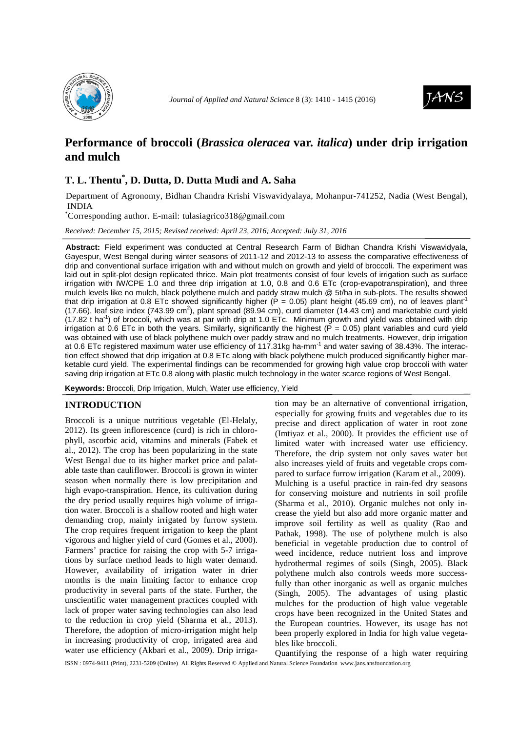# Performance of broccoli (*Brassica oleracea* var. *italica*) under drip irrigation and mulch

**T. L. Thentu[*], D. Dutta, D. Dutta Mudi and A. Saha**

Department of Agronomy, Bidhan Chandra Krishi Viswavidyalaya, Mohanpur-741252, Nadia (West Bengal), INDIA

[*]Corresponding author. E-mail: tulasiagrico318@gmail.com

*Received: December 15, 2015; Revised received: April 23, 2016; Accepted: July 31, 2016*

**Abstract:** Field experiment was conducted at Central Research Farm of Bidhan Chandra Krishi Viswavidyala, Gayespur, West Bengal during winter seasons of 2011-12 and 2012-13 to assess the comparative effectiveness of drip and conventional surface irrigation with and without mulch on growth and yield of broccoli. The experiment was laid out in split-plot design replicated thrice. Main plot treatments consist of four levels of irrigation such as surface irrigation with IW/CPE 1.0 and three drip irrigation at 1.0, 0.8 and 0.6 ETc (crop-evapotranspiration), and three mulch levels like no mulch, black polythene mulch and paddy straw mulch @ 5t/ha in sub-plots. The results showed that drip irrigation at 0.8 ETc showed significantly higher ($P = 0.05$) plant height (45.69 cm), no of leaves plant$^{-1}$ (17.66), leaf size index (743.99 cm$^2$), plant spread (89.94 cm), curd diameter (14.43 cm) and marketable curd yield (17.82 t ha$^{-1}$) of broccoli, which was at par with drip at 1.0 ETc. Minimum growth and yield was obtained with drip irrigation at 0.6 ETc in both the years. Similarly, significantly the highest ($P = 0.05$) plant variables and curd yield was obtained with use of black polythene mulch over paddy straw and no mulch treatments. However, drip irrigation at 0.6 ETc registered maximum water use efficiency of 117.31kg ha-mm$^{-1}$ and water saving of 38.43%. The interaction effect showed that drip irrigation at 0.8 ETc along with black polythene mulch produced significantly higher marketable curd yield. The experimental findings can be recommended for growing high value crop broccoli with water saving drip irrigation at ETc 0.8 along with plastic mulch technology in the water scarce regions of West Bengal.

**Keywords:** Broccoli, Drip Irrigation, Mulch, Water use efficiency, Yield

## INTRODUCTION

Broccoli is a unique nutritious vegetable (El-Helaly, 2012). Its green inflorescence (curd) is rich in chlorophyll, ascorbic acid, vitamins and minerals (Fabek et al., 2012). The crop has been popularizing in the state West Bengal due to its higher market price and palatable taste than cauliflower. Broccoli is grown in winter season when normally there is low precipitation and high evapo-transpiration. Hence, its cultivation during the dry period usually requires high volume of irrigation water. Broccoli is a shallow rooted and high water demanding crop, mainly irrigated by furrow system. The crop requires frequent irrigation to keep the plant vigorous and higher yield of curd (Gomes et al., 2000). Farmers' practice for raising the crop with 5-7 irrigations by surface method leads to high water demand. However, availability of irrigation water in drier months is the main limiting factor to enhance crop productivity in several parts of the state. Further, the unscientific water management practices coupled with lack of proper water saving technologies can also lead to the reduction in crop yield (Sharma et al., 2013). Therefore, the adoption of micro-irrigation might help in increasing productivity of crop, irrigated area and water use efficiency (Akbari et al., 2009). Drip irrigation may be an alternative of conventional irrigation, especially for growing fruits and vegetables due to its precise and direct application of water in root zone (Imtiyaz et al., 2000). It provides the efficient use of limited water with increased water use efficiency. Therefore, the drip system not only saves water but also increases yield of fruits and vegetable crops compared to surface furrow irrigation (Karam et al., 2009).

Mulching is a useful practice in rain-fed dry seasons for conserving moisture and nutrients in soil profile (Sharma et al., 2010). Organic mulches not only increase the yield but also add more organic matter and improve soil fertility as well as quality (Rao and Pathak, 1998). The use of polythene mulch is also beneficial in vegetable production due to control of weed incidence, reduce nutrient loss and improve hydrothermal regimes of soils (Singh, 2005). Black polythene mulch also controls weeds more successfully than other inorganic as well as organic mulches (Singh, 2005). The advantages of using plastic mulches for the production of high value vegetable crops have been recognized in the United States and the European countries. However, its usage has not been properly explored in India for high value vegetables like broccoli.

Quantifying the response of a high water requiring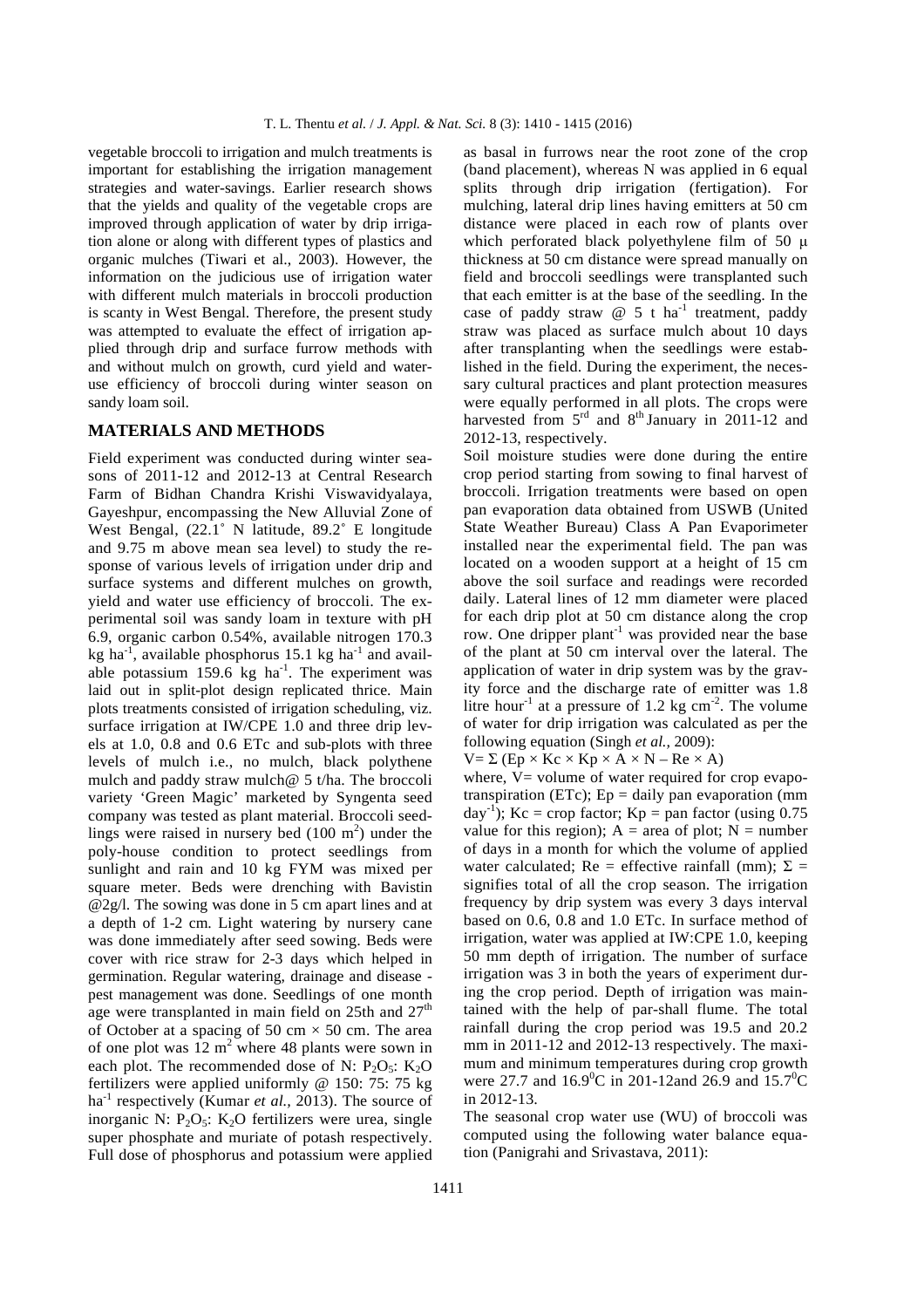vegetable broccoli to irrigation and mulch treatments is important for establishing the irrigation management strategies and water-savings. Earlier research shows that the yields and quality of the vegetable crops are improved through application of water by drip irrigation alone or along with different types of plastics and organic mulches (Tiwari et al., 2003). However, the information on the judicious use of irrigation water with different mulch materials in broccoli production is scanty in West Bengal. Therefore, the present study was attempted to evaluate the effect of irrigation applied through drip and surface furrow methods with and without mulch on growth, curd yield and water-use efficiency of broccoli during winter season on sandy loam soil.

## MATERIALS AND METHODS

Field experiment was conducted during winter seasons of 2011-12 and 2012-13 at Central Research Farm of Bidhan Chandra Krishi Viswavidyalaya, Gayeshpur, encompassing the New Alluvial Zone of West Bengal, (22.1˚ N latitude, 89.2˚ E longitude and 9.75 m above mean sea level) to study the response of various levels of irrigation under drip and surface systems and different mulches on growth, yield and water use efficiency of broccoli. The experimental soil was sandy loam in texture with pH 6.9, organic carbon 0.54%, available nitrogen 170.3 kg $ha^{-1}$, available phosphorus 15.1 kg $ha^{-1}$ and available potassium 159.6 kg $ha^{-1}$. The experiment was laid out in split-plot design replicated thrice. Main plots treatments consisted of irrigation scheduling, viz. surface irrigation at IW/CPE 1.0 and three drip levels at 1.0, 0.8 and 0.6 ETc and sub-plots with three levels of mulch i.e., no mulch, black polythene mulch and paddy straw mulch@ 5 t/ha. The broccoli variety 'Green Magic' marketed by Syngenta seed company was tested as plant material. Broccoli seedlings were raised in nursery bed (100 $m^2$) under the poly-house condition to protect seedlings from sunlight and rain and 10 kg FYM was mixed per square meter. Beds were drenching with Bavistin @2g/l. The sowing was done in 5 cm apart lines and at a depth of 1-2 cm. Light watering by nursery cane was done immediately after seed sowing. Beds were cover with rice straw for 2-3 days which helped in germination. Regular watering, drainage and disease - pest management was done. Seedlings of one month age were transplanted in main field on 25th and 27[th] of October at a spacing of 50 cm × 50 cm. The area of one plot was 12 $m^2$ where 48 plants were sown in each plot. The recommended dose of N: $P_2O_5$: $K_2O$ fertilizers were applied uniformly @ 150: 75: 75 kg $ha^{-1}$ respectively (Kumar *et al.,* 2013). The source of inorganic N: $P_2O_5$: $K_2O$ fertilizers were urea, single super phosphate and muriate of potash respectively. Full dose of phosphorus and potassium were applied as basal in furrows near the root zone of the crop (band placement), whereas N was applied in 6 equal splits through drip irrigation (fertigation). For mulching, lateral drip lines having emitters at 50 cm distance were placed in each row of plants over which perforated black polyethylene film of 50 μ thickness at 50 cm distance were spread manually on field and broccoli seedlings were transplanted such that each emitter is at the base of the seedling. In the case of paddy straw @ 5 t $ha^{-1}$ treatment, paddy straw was placed as surface mulch about 10 days after transplanting when the seedlings were established in the field. During the experiment, the necessary cultural practices and plant protection measures were equally performed in all plots. The crops were harvested from 5[rd] and 8[th] January in 2011-12 and 2012-13, respectively.

Soil moisture studies were done during the entire crop period starting from sowing to final harvest of broccoli. Irrigation treatments were based on open pan evaporation data obtained from USWB (United State Weather Bureau) Class A Pan Evaporimeter installed near the experimental field. The pan was located on a wooden support at a height of 15 cm above the soil surface and readings were recorded daily. Lateral lines of 12 mm diameter were placed for each drip plot at 50 cm distance along the crop row. One dripper $plant^{-1}$ was provided near the base of the plant at 50 cm interval over the lateral. The application of water in drip system was by the gravity force and the discharge rate of emitter was 1.8 litre $hour^{-1}$ at a pressure of 1.2 kg $cm^{-2}$. The volume of water for drip irrigation was calculated as per the following equation (Singh *et al.,* 2009):

$$V = \Sigma \, (Ep \times Kc \times Kp \times A \times N - Re \times A)$$

where, V= volume of water required for crop evapotranspiration (ETc); Ep = daily pan evaporation (mm $day^{-1}$); Kc = crop factor; Kp = pan factor (using 0.75 value for this region); A = area of plot; N = number of days in a month for which the volume of applied water calculated; Re = effective rainfall (mm); Σ = signifies total of all the crop season. The irrigation frequency by drip system was every 3 days interval based on 0.6, 0.8 and 1.0 ETc. In surface method of irrigation, water was applied at IW:CPE 1.0, keeping 50 mm depth of irrigation. The number of surface irrigation was 3 in both the years of experiment during the crop period. Depth of irrigation was maintained with the help of par-shall flume. The total rainfall during the crop period was 19.5 and 20.2 mm in 2011-12 and 2012-13 respectively. The maximum and minimum temperatures during crop growth were 27.7 and 16.9$^0$C in 201-12and 26.9 and 15.7$^0$C in 2012-13.

The seasonal crop water use (WU) of broccoli was computed using the following water balance equation (Panigrahi and Srivastava, 2011):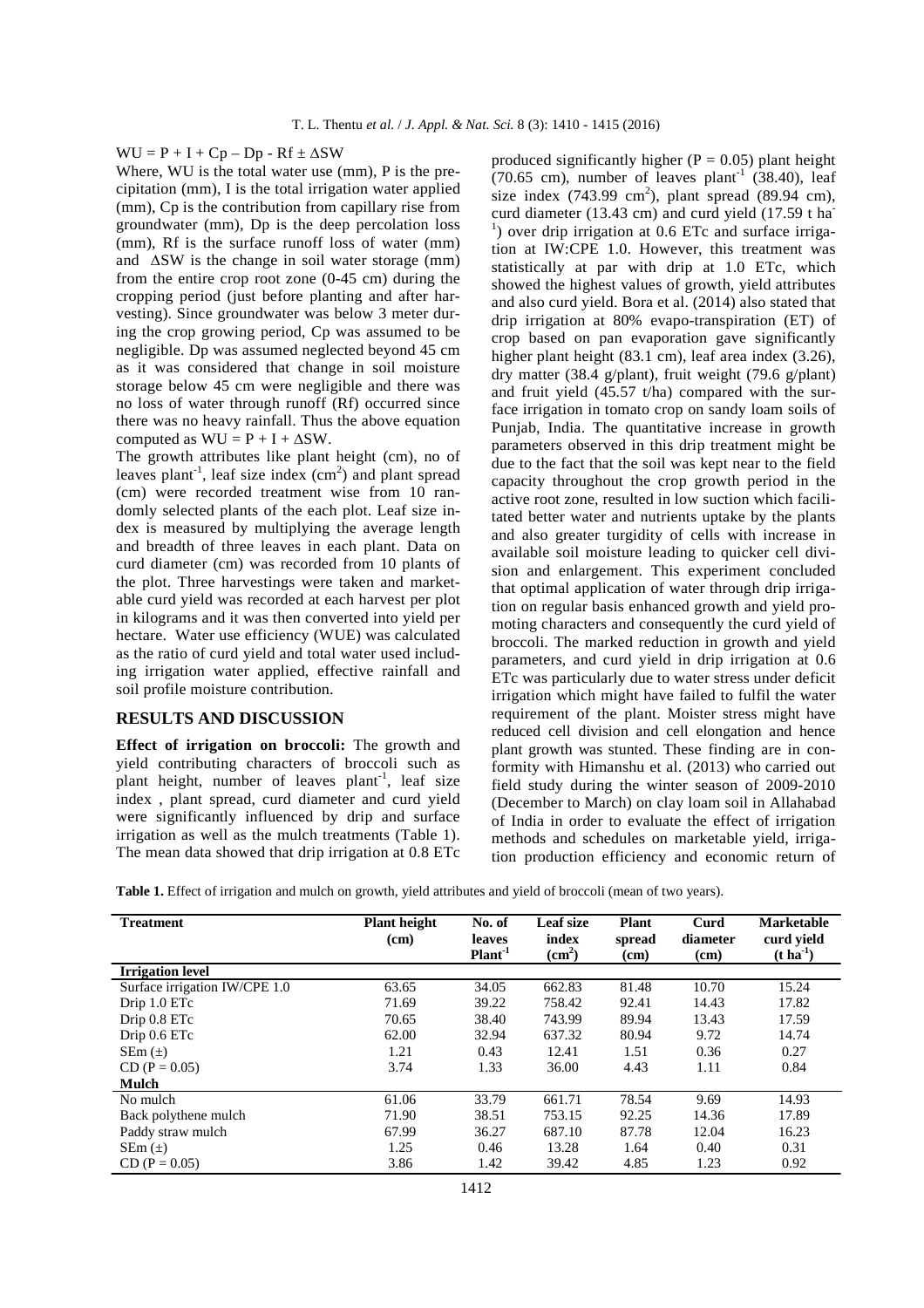$WU = P + I + Cp – Dp - Rf \pm \Delta SW$

Where, WU is the total water use (mm), P is the precipitation (mm), I is the total irrigation water applied (mm), Cp is the contribution from capillary rise from groundwater (mm), Dp is the deep percolation loss (mm), Rf is the surface runoff loss of water (mm) and $\Delta SW$ is the change in soil water storage (mm) from the entire crop root zone (0-45 cm) during the cropping period (just before planting and after harvesting). Since groundwater was below 3 meter during the crop growing period, Cp was assumed to be negligible. Dp was assumed neglected beyond 45 cm as it was considered that change in soil moisture storage below 45 cm were negligible and there was no loss of water through runoff (Rf) occurred since there was no heavy rainfall. Thus the above equation computed as $WU = P + I + \Delta SW$.

The growth attributes like plant height (cm), no of leaves plant$^{-1}$, leaf size index (cm$^2$) and plant spread (cm) were recorded treatment wise from 10 randomly selected plants of the each plot. Leaf size index is measured by multiplying the average length and breadth of three leaves in each plant. Data on curd diameter (cm) was recorded from 10 plants of the plot. Three harvestings were taken and marketable curd yield was recorded at each harvest per plot in kilograms and it was then converted into yield per hectare. Water use efficiency (WUE) was calculated as the ratio of curd yield and total water used including irrigation water applied, effective rainfall and soil profile moisture contribution.

## RESULTS AND DISCUSSION

**Effect of irrigation on broccoli:** The growth and yield contributing characters of broccoli such as plant height, number of leaves plant$^{-1}$, leaf size index , plant spread, curd diameter and curd yield were significantly influenced by drip and surface irrigation as well as the mulch treatments (Table 1). The mean data showed that drip irrigation at 0.8 ETc produced significantly higher ($P = 0.05$) plant height (70.65 cm), number of leaves plant$^{-1}$ (38.40), leaf size index (743.99 cm$^2$), plant spread (89.94 cm), curd diameter (13.43 cm) and curd yield (17.59 t ha$^{-1}$) over drip irrigation at 0.6 ETc and surface irrigation at IW:CPE 1.0. However, this treatment was statistically at par with drip at 1.0 ETc, which showed the highest values of growth, yield attributes and also curd yield. Bora et al. (2014) also stated that drip irrigation at 80% evapo-transpiration (ET) of crop based on pan evaporation gave significantly higher plant height (83.1 cm), leaf area index (3.26), dry matter (38.4 g/plant), fruit weight (79.6 g/plant) and fruit yield (45.57 t/ha) compared with the surface irrigation in tomato crop on sandy loam soils of Punjab, India. The quantitative increase in growth parameters observed in this drip treatment might be due to the fact that the soil was kept near to the field capacity throughout the crop growth period in the active root zone, resulted in low suction which facilitated better water and nutrients uptake by the plants and also greater turgidity of cells with increase in available soil moisture leading to quicker cell division and enlargement. This experiment concluded that optimal application of water through drip irrigation on regular basis enhanced growth and yield promoting characters and consequently the curd yield of broccoli. The marked reduction in growth and yield parameters, and curd yield in drip irrigation at 0.6 ETc was particularly due to water stress under deficit irrigation which might have failed to fulfil the water requirement of the plant. Moister stress might have reduced cell division and cell elongation and hence plant growth was stunted. These finding are in conformity with Himanshu et al. (2013) who carried out field study during the winter season of 2009-2010 (December to March) on clay loam soil in Allahabad of India in order to evaluate the effect of irrigation methods and schedules on marketable yield, irrigation production efficiency and economic return of

**Table 1.** Effect of irrigation and mulch on growth, yield attributes and yield of broccoli (mean of two years).

| Treatment | Plant height (cm) | No. of leaves Plant$^{-1}$ | Leaf size index (cm$^2$) | Plant spread (cm) | Curd diameter (cm) | Marketable curd yield (t ha$^{-1}$) |
|---|---|---|---|---|---|---|
| **Irrigation level** | | | | | | |
| Surface irrigation IW/CPE 1.0 | 63.65 | 34.05 | 662.83 | 81.48 | 10.70 | 15.24 |
| Drip 1.0 ETc | 71.69 | 39.22 | 758.42 | 92.41 | 14.43 | 17.82 |
| Drip 0.8 ETc | 70.65 | 38.40 | 743.99 | 89.94 | 13.43 | 17.59 |
| Drip 0.6 ETc | 62.00 | 32.94 | 637.32 | 80.94 | 9.72 | 14.74 |
| SEm (±) | 1.21 | 0.43 | 12.41 | 1.51 | 0.36 | 0.27 |
| CD (P = 0.05) | 3.74 | 1.33 | 36.00 | 4.43 | 1.11 | 0.84 |
| **Mulch** | | | | | | |
| No mulch | 61.06 | 33.79 | 661.71 | 78.54 | 9.69 | 14.93 |
| Back polythene mulch | 71.90 | 38.51 | 753.15 | 92.25 | 14.36 | 17.89 |
| Paddy straw mulch | 67.99 | 36.27 | 687.10 | 87.78 | 12.04 | 16.23 |
| SEm (±) | 1.25 | 0.46 | 13.28 | 1.64 | 0.40 | 0.31 |
| CD (P = 0.05) | 3.86 | 1.42 | 39.42 | 4.85 | 1.23 | 0.92 |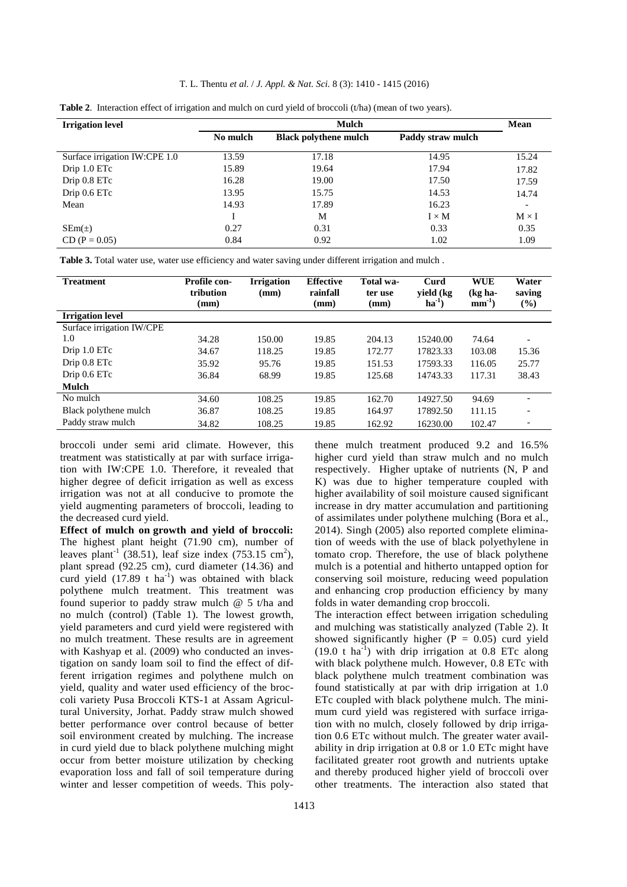**Table 2**. Interaction effect of irrigation and mulch on curd yield of broccoli (t/ha) (mean of two years).

| Irrigation level | Mulch | | | Mean |
|---|---|---|---|---|
| | No mulch | Black polythene mulch | Paddy straw mulch | |
| Surface irrigation IW:CPE 1.0 | 13.59 | 17.18 | 14.95 | 15.24 |
| Drip 1.0 ETc | 15.89 | 19.64 | 17.94 | 17.82 |
| Drip 0.8 ETc | 16.28 | 19.00 | 17.50 | 17.59 |
| Drip 0.6 ETc | 13.95 | 15.75 | 14.53 | 14.74 |
| Mean | 14.93 | 17.89 | 16.23 | - |
| | I | M | I × M | M × I |
| SEm(±) | 0.27 | 0.31 | 0.33 | 0.35 |
| CD (P = 0.05) | 0.84 | 0.92 | 1.02 | 1.09 |

**Table 3.** Total water use, water use efficiency and water saving under different irrigation and mulch .

| Treatment | Profile contribution (mm) | Irrigation (mm) | Effective rainfall (mm) | Total water use (mm) | Curd yield (kg $ha^{-1}$) | WUE (kg $ha^{-1}$ $mm^{-1}$) | Water saving (%) |
|---|---|---|---|---|---|---|---|
| **Irrigation level** | | | | | | | |
| Surface irrigation IW/CPE 1.0 | 34.28 | 150.00 | 19.85 | 204.13 | 15240.00 | 74.64 | - |
| Drip 1.0 ETc | 34.67 | 118.25 | 19.85 | 172.77 | 17823.33 | 103.08 | 15.36 |
| Drip 0.8 ETc | 35.92 | 95.76 | 19.85 | 151.53 | 17593.33 | 116.05 | 25.77 |
| Drip 0.6 ETc | 36.84 | 68.99 | 19.85 | 125.68 | 14743.33 | 117.31 | 38.43 |
| **Mulch** | | | | | | | |
| No mulch | 34.60 | 108.25 | 19.85 | 162.70 | 14927.50 | 94.69 | - |
| Black polythene mulch | 36.87 | 108.25 | 19.85 | 164.97 | 17892.50 | 111.15 | - |
| Paddy straw mulch | 34.82 | 108.25 | 19.85 | 162.92 | 16230.00 | 102.47 | - |

broccoli under semi arid climate. However, this treatment was statistically at par with surface irrigation with IW:CPE 1.0. Therefore, it revealed that higher degree of deficit irrigation as well as excess irrigation was not at all conducive to promote the yield augmenting parameters of broccoli, leading to the decreased curd yield.

**Effect of mulch on growth and yield of broccoli:** The highest plant height (71.90 cm), number of leaves $plant^{-1}$ (38.51), leaf size index (753.15 $cm^2$), plant spread (92.25 cm), curd diameter (14.36) and curd yield (17.89 t $ha^{-1}$) was obtained with black polythene mulch treatment. This treatment was found superior to paddy straw mulch @ 5 t/ha and no mulch (control) (Table 1). The lowest growth, yield parameters and curd yield were registered with no mulch treatment. These results are in agreement with Kashyap et al. (2009) who conducted an investigation on sandy loam soil to find the effect of different irrigation regimes and polythene mulch on yield, quality and water used efficiency of the broccoli variety Pusa Broccoli KTS-1 at Assam Agricultural University, Jorhat. Paddy straw mulch showed better performance over control because of better soil environment created by mulching. The increase in curd yield due to black polythene mulching might occur from better moisture utilization by checking evaporation loss and fall of soil temperature during winter and lesser competition of weeds. This polythene mulch treatment produced 9.2 and 16.5% higher curd yield than straw mulch and no mulch respectively. Higher uptake of nutrients (N, P and K) was due to higher temperature coupled with higher availability of soil moisture caused significant increase in dry matter accumulation and partitioning of assimilates under polythene mulching (Bora et al., 2014). Singh (2005) also reported complete elimination of weeds with the use of black polyethylene in tomato crop. Therefore, the use of black polythene mulch is a potential and hitherto untapped option for conserving soil moisture, reducing weed population and enhancing crop production efficiency by many folds in water demanding crop broccoli.

The interaction effect between irrigation scheduling and mulching was statistically analyzed (Table 2). It showed significantly higher (P = 0.05) curd yield (19.0 t $ha^{-1}$) with drip irrigation at 0.8 ETc along with black polythene mulch. However, 0.8 ETc with black polythene mulch treatment combination was found statistically at par with drip irrigation at 1.0 ETc coupled with black polythene mulch. The minimum curd yield was registered with surface irrigation with no mulch, closely followed by drip irrigation 0.6 ETc without mulch. The greater water availability in drip irrigation at 0.8 or 1.0 ETc might have facilitated greater root growth and nutrients uptake and thereby produced higher yield of broccoli over other treatments. The interaction also stated that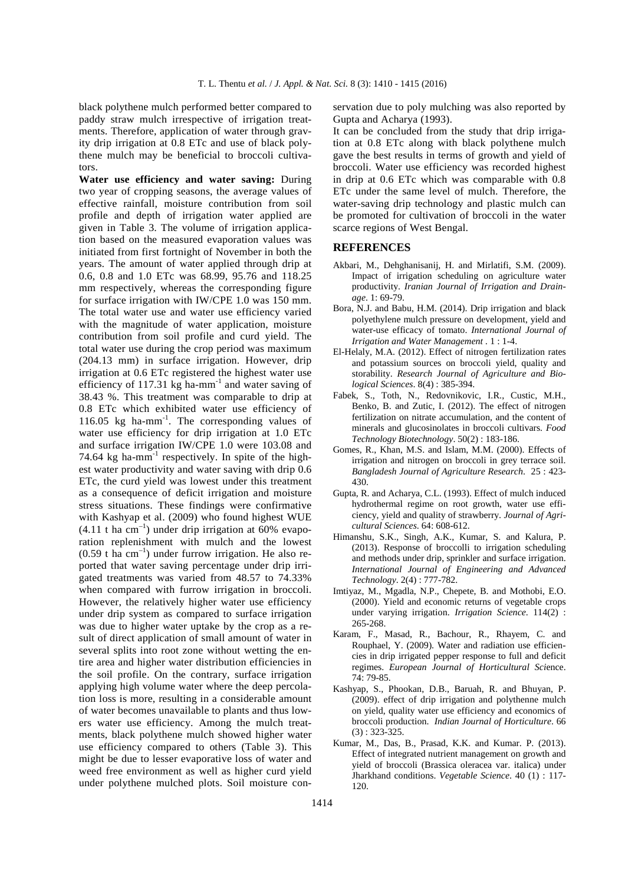black polythene mulch performed better compared to paddy straw mulch irrespective of irrigation treatments. Therefore, application of water through gravity drip irrigation at 0.8 ETc and use of black polythene mulch may be beneficial to broccoli cultivators.

**Water use efficiency and water saving:** During two year of cropping seasons, the average values of effective rainfall, moisture contribution from soil profile and depth of irrigation water applied are given in Table 3. The volume of irrigation application based on the measured evaporation values was initiated from first fortnight of November in both the years. The amount of water applied through drip at 0.6, 0.8 and 1.0 ETc was 68.99, 95.76 and 118.25 mm respectively, whereas the corresponding figure for surface irrigation with IW/CPE 1.0 was 150 mm. The total water use and water use efficiency varied with the magnitude of water application, moisture contribution from soil profile and curd yield. The total water use during the crop period was maximum (204.13 mm) in surface irrigation. However, drip irrigation at 0.6 ETc registered the highest water use efficiency of 117.31 kg ha-mm$^{-1}$ and water saving of 38.43 %. This treatment was comparable to drip at 0.8 ETc which exhibited water use efficiency of 116.05 kg ha-mm$^{-1}$. The corresponding values of water use efficiency for drip irrigation at 1.0 ETc and surface irrigation IW/CPE 1.0 were 103.08 and 74.64 kg ha-mm$^{-1}$ respectively. In spite of the highest water productivity and water saving with drip 0.6 ETc, the curd yield was lowest under this treatment as a consequence of deficit irrigation and moisture stress situations. These findings were confirmative with Kashyap et al. (2009) who found highest WUE (4.11 t ha cm$^{-1}$) under drip irrigation at 60% evaporation replenishment with mulch and the lowest (0.59 t ha cm$^{-1}$) under furrow irrigation. He also reported that water saving percentage under drip irrigated treatments was varied from 48.57 to 74.33% when compared with furrow irrigation in broccoli. However, the relatively higher water use efficiency under drip system as compared to surface irrigation was due to higher water uptake by the crop as a result of direct application of small amount of water in several splits into root zone without wetting the entire area and higher water distribution efficiencies in the soil profile. On the contrary, surface irrigation applying high volume water where the deep percolation loss is more, resulting in a considerable amount of water becomes unavailable to plants and thus lowers water use efficiency. Among the mulch treatments, black polythene mulch showed higher water use efficiency compared to others (Table 3). This might be due to lesser evaporative loss of water and weed free environment as well as higher curd yield under polythene mulched plots. Soil moisture conservation due to poly mulching was also reported by Gupta and Acharya (1993).

It can be concluded from the study that drip irrigation at 0.8 ETc along with black polythene mulch gave the best results in terms of growth and yield of broccoli. Water use efficiency was recorded highest in drip at 0.6 ETc which was comparable with 0.8 ETc under the same level of mulch. Therefore, the water-saving drip technology and plastic mulch can be promoted for cultivation of broccoli in the water scarce regions of West Bengal.

## REFERENCES

Akbari, M., Dehghanisanij, H. and Mirlatifi, S.M. (2009). Impact of irrigation scheduling on agriculture water productivity. *Iranian Journal of Irrigation and Drainage*. 1: 69-79.

Bora, N.J. and Babu, H.M. (2014). Drip irrigation and black polyethylene mulch pressure on development, yield and water-use efficacy of tomato. *International Journal of Irrigation and Water Management* . 1 : 1-4.

El-Helaly, M.A. (2012). Effect of nitrogen fertilization rates and potassium sources on broccoli yield, quality and storability. *Research Journal of Agriculture and Biological Sciences*. 8(4) : 385-394.

Fabek, S., Toth, N., Redovnikovic, I.R., Custic, M.H., Benko, B. and Zutic, I. (2012). The effect of nitrogen fertilization on nitrate accumulation, and the content of minerals and glucosinolates in broccoli cultivars. *Food Technology Biotechnology*. 50(2) : 183-186.

Gomes, R., Khan, M.S. and Islam, M.M. (2000). Effects of irrigation and nitrogen on broccoli in grey terrace soil. *Bangladesh Journal of Agriculture Research*. 25 : 423-430.

Gupta, R. and Acharya, C.L. (1993). Effect of mulch induced hydrothermal regime on root growth, water use efficiency, yield and quality of strawberry. *Journal of Agricultural Sciences*. 64: 608-612.

Himanshu, S.K., Singh, A.K., Kumar, S. and Kalura, P. (2013). Response of broccolli to irrigation scheduling and methods under drip, sprinkler and surface irrigation. *International Journal of Engineering and Advanced Technology*. 2(4) : 777-782.

Imtiyaz, M., Mgadla, N.P., Chepete, B. and Mothobi, E.O. (2000). Yield and economic returns of vegetable crops under varying irrigation. *Irrigation Science*. 114(2) : 265-268.

Karam, F., Masad, R., Bachour, R., Rhayem, C. and Rouphael, Y. (2009). Water and radiation use efficiencies in drip irrigated pepper response to full and deficit regimes. *European Journal of Horticultural Sci*ence. 74: 79-85.

Kashyap, S., Phookan, D.B., Baruah, R. and Bhuyan, P. (2009). effect of drip irrigation and polythenne mulch on yield, quality water use efficiency and economics of broccoli production. *Indian Journal of Horticulture*. 66 (3) : 323-325.

Kumar, M., Das, B., Prasad, K.K. and Kumar. P. (2013). Effect of integrated nutrient management on growth and yield of broccoli (Brassica oleracea var. italica) under Jharkhand conditions. *Vegetable Science*. 40 (1) : 117-120.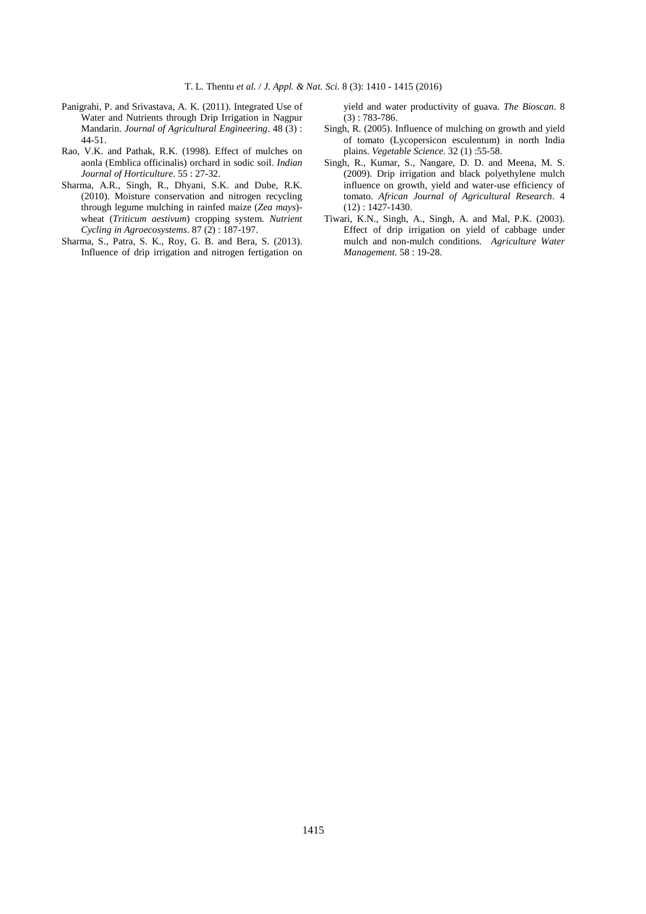Panigrahi, P. and Srivastava, A. K. (2011). Integrated Use of Water and Nutrients through Drip Irrigation in Nagpur Mandarin. *Journal of Agricultural Engineering*. 48 (3) : 44-51.

Rao, V.K. and Pathak, R.K. (1998). Effect of mulches on aonla (Emblica officinalis) orchard in sodic soil. *Indian Journal of Horticulture*. 55 : 27-32.

Sharma, A.R., Singh, R., Dhyani, S.K. and Dube, R.K. (2010). Moisture conservation and nitrogen recycling through legume mulching in rainfed maize (*Zea mays*)-wheat (*Triticum aestivum*) cropping system. *Nutrient Cycling in Agroecosystems*. 87 (2) : 187-197.

Sharma, S., Patra, S. K., Roy, G. B. and Bera, S. (2013). Influence of drip irrigation and nitrogen fertigation on yield and water productivity of guava. *The Bioscan*. 8 (3) : 783-786.

Singh, R. (2005). Influence of mulching on growth and yield of tomato (Lycopersicon esculentum) in north India plains. *Vegetable Science*. 32 (1) :55-58.

Singh, R., Kumar, S., Nangare, D. D. and Meena, M. S. (2009). Drip irrigation and black polyethylene mulch influence on growth, yield and water-use efficiency of tomato. *African Journal of Agricultural Research*. 4 (12) : 1427-1430.

Tiwari, K.N., Singh, A., Singh, A. and Mal, P.K. (2003). Effect of drip irrigation on yield of cabbage under mulch and non-mulch conditions. *Agriculture Water Management*. 58 : 19-28.